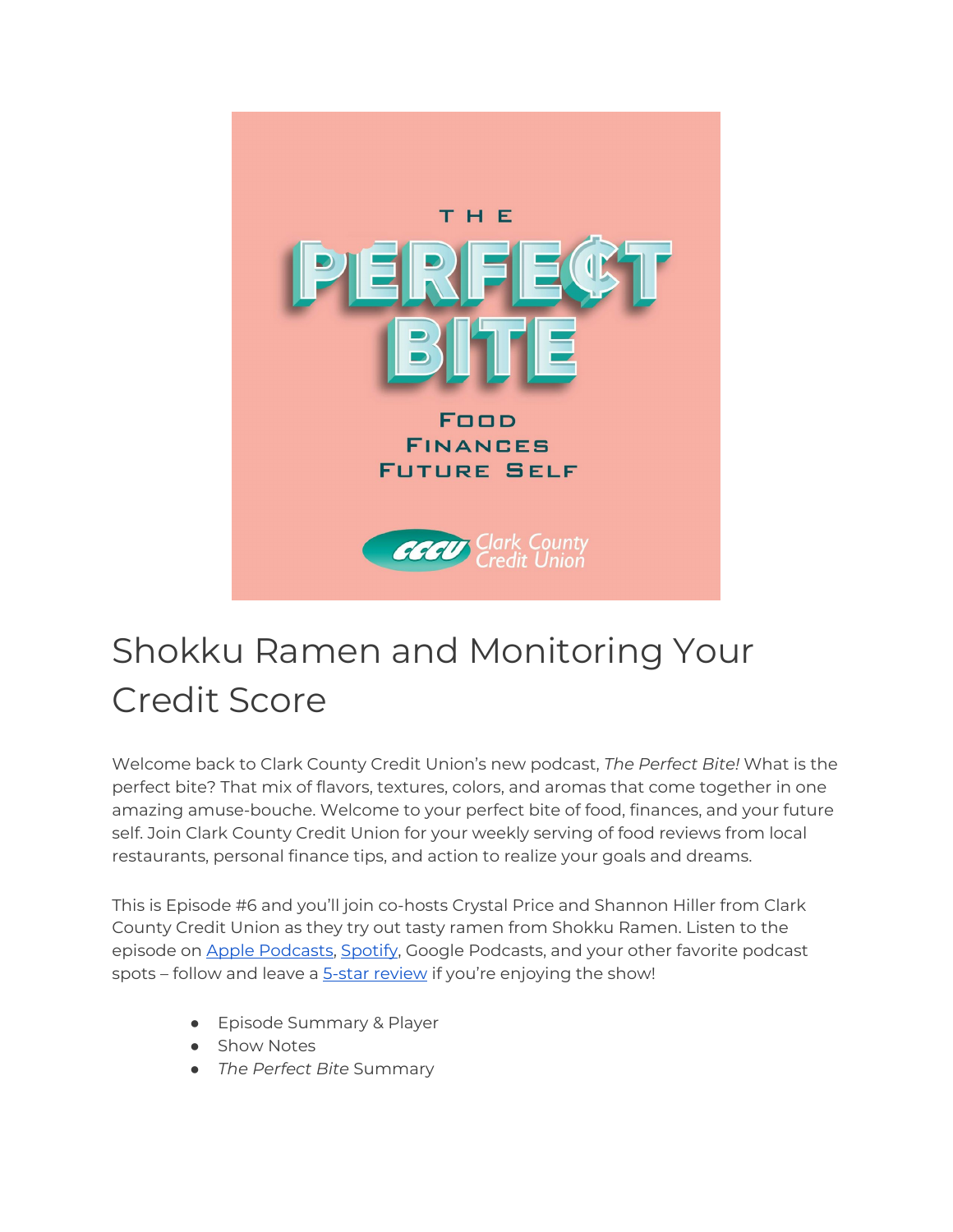# Shokku Ramen and Monitoring Your Credit Score

Welcome back to Clark County Credit Union's new podcast, *The Perfect Bite!* What is the perfect bite? That mix of flavors, textures, colors, and aromas that come together in one amazing amuse-bouche. Welcome to your perfect bite of food, finances, and your future self. Join Clark County Credit Union for your weekly serving of food reviews from local restaurants, personal finance tips, and action to realize your goals and dreams.

This is Episode #6 and you'll join co-hosts Crystal Price and Shannon Hiller from Clark County Credit Union as they try out tasty ramen from Shokku Ramen. Listen to the episode on Apple Podcasts, Spotify, Google Podcasts, and your other favorite podcast spots – follow and leave a 5-star review if you're enjoying the show!

- Episode Summary & Player
- Show Notes
- *The Perfect Bite* Summary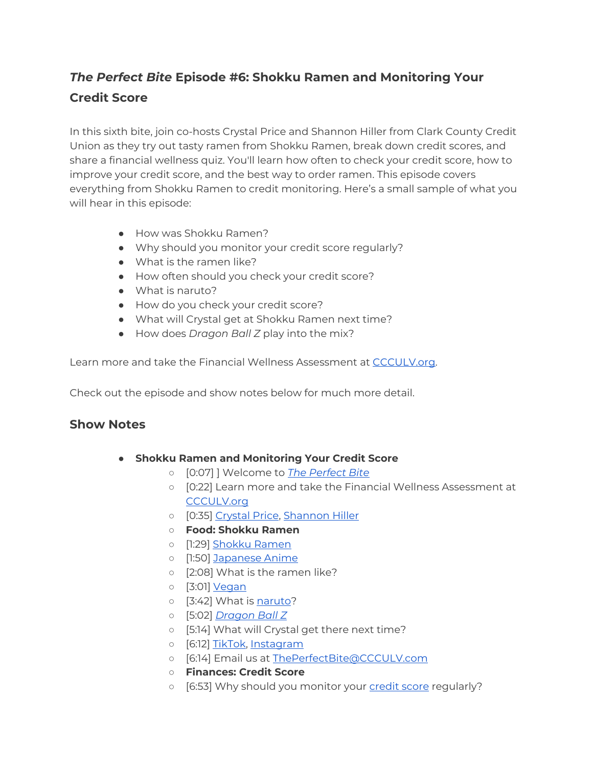## *The Perfect Bite* Episode #6: Shokku Ramen and Monitoring Your Credit Score

In this sixth bite, join co-hosts Crystal Price and Shannon Hiller from Clark County Credit Union as they try out tasty ramen from Shokku Ramen, break down credit scores, and share a financial wellness quiz. You'll learn how often to check your credit score, how to improve your credit score, and the best way to order ramen. This episode covers everything from Shokku Ramen to credit monitoring. Here's a small sample of what you will hear in this episode:

- How was Shokku Ramen?
- Why should you monitor your credit score regularly?
- What is the ramen like?
- How often should you check your credit score?
- What is naruto?
- How do you check your credit score?
- What will Crystal get at Shokku Ramen next time?
- How does *Dragon Ball Z* play into the mix?

Learn more and take the Financial Wellness Assessment at [CCCULV.org](CCCULV.org).

Check out the episode and show notes below for much more detail.

### Show Notes

- **Shokku Ramen and Monitoring Your Credit Score**
  - [0:07] ] Welcome to *[The Perfect Bite]()*
  - [0:22] Learn more and take the Financial Wellness Assessment at [CCCULV.org]()
  - [0:35] [Crystal Price](), [Shannon Hiller]()
  - **Food: Shokku Ramen**
  - [1:29] [Shokku Ramen]()
  - [1:50] [Japanese Anime]()
  - [2:08] What is the ramen like?
  - [3:01] [Vegan]()
  - [3:42] What is [naruto]()?
  - [5:02] *[Dragon Ball Z]()*
  - [5:14] What will Crystal get there next time?
  - [6:12] [TikTok](), [Instagram]()
  - [6:14] Email us at [ThePerfectBite@CCCULV.com]()
  - **Finances: Credit Score**
  - [6:53] Why should you monitor your [credit score]() regularly?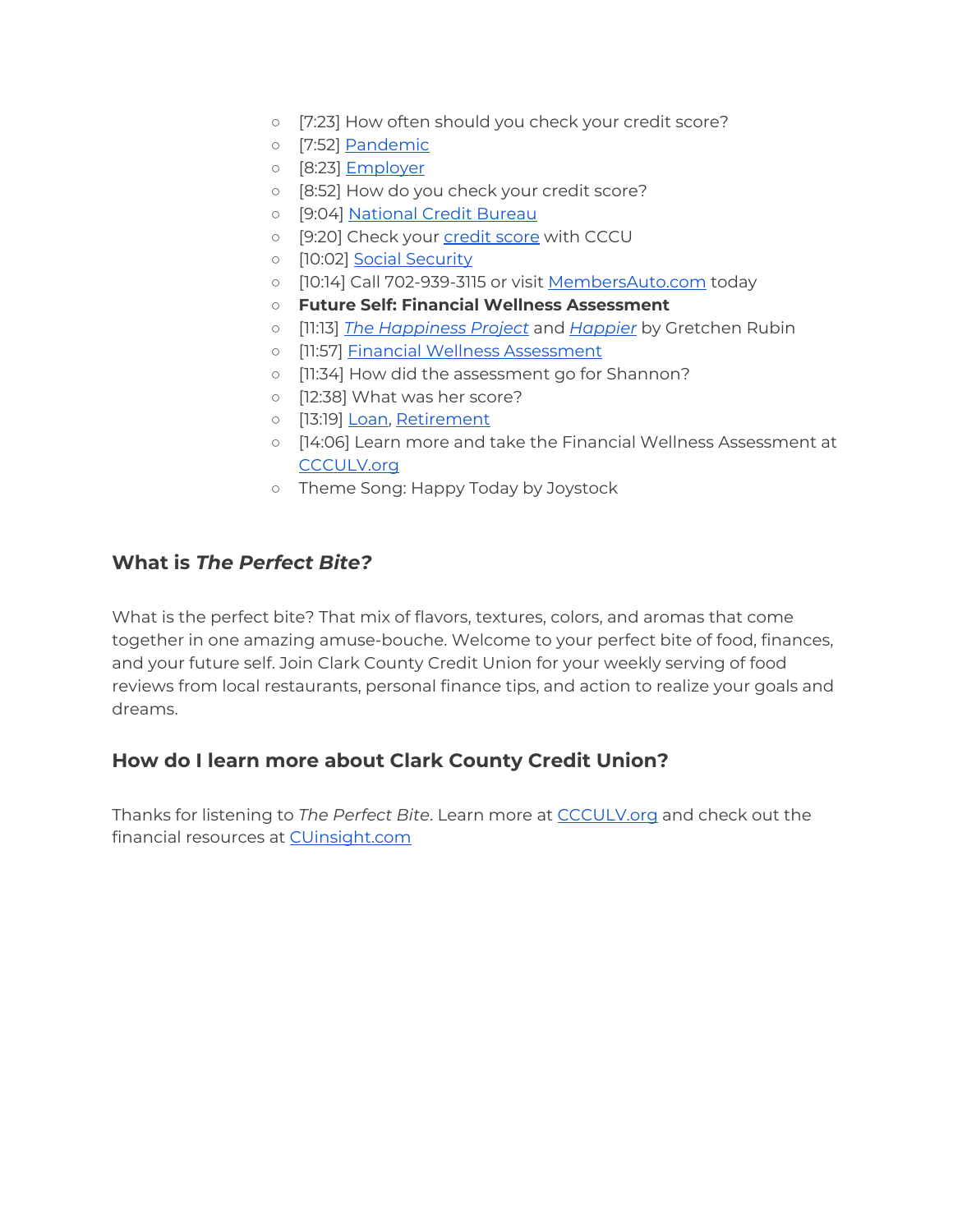- [7:23] How often should you check your credit score?
- [7:52] Pandemic
- [8:23] Employer
- [8:52] How do you check your credit score?
- [9:04] National Credit Bureau
- [9:20] Check your credit score with CCCU
- [10:02] Social Security
- [10:14] Call 702-939-3115 or visit MembersAuto.com today
- **Future Self: Financial Wellness Assessment**
- [11:13] *The Happiness Project* and *Happier* by Gretchen Rubin
- [11:57] Financial Wellness Assessment
- [11:34] How did the assessment go for Shannon?
- [12:38] What was her score?
- [13:19] Loan, Retirement
- [14:06] Learn more and take the Financial Wellness Assessment at CCCULV.org
- Theme Song: Happy Today by Joystock

## What is *The Perfect Bite?*

What is the perfect bite? That mix of flavors, textures, colors, and aromas that come together in one amazing amuse-bouche. Welcome to your perfect bite of food, finances, and your future self. Join Clark County Credit Union for your weekly serving of food reviews from local restaurants, personal finance tips, and action to realize your goals and dreams.

## How do I learn more about Clark County Credit Union?

Thanks for listening to *The Perfect Bite*. Learn more at CCCULV.org and check out the financial resources at CUinsight.com